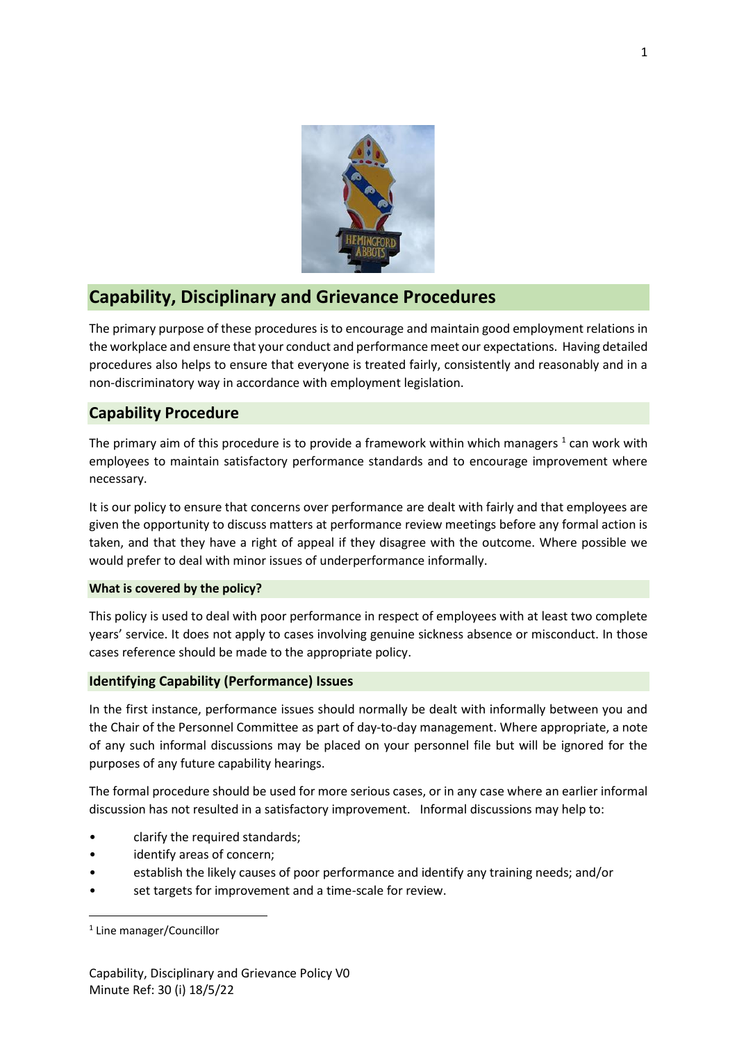# Capability, Disciplinary and Grievance Procedures

The primary purpose of these procedures is to encourage and maintain good employment relations in the workplace and ensure that your conduct and performance meet our expectations. Having detailed procedures also helps to ensure that everyone is treated fairly, consistently and reasonably and in a non-discriminatory way in accordance with employment legislation.

## Capability Procedure

The primary aim of this procedure is to provide a framework within which managers [1] can work with employees to maintain satisfactory performance standards and to encourage improvement where necessary.

It is our policy to ensure that concerns over performance are dealt with fairly and that employees are given the opportunity to discuss matters at performance review meetings before any formal action is taken, and that they have a right of appeal if they disagree with the outcome. Where possible we would prefer to deal with minor issues of underperformance informally.

### What is covered by the policy?

This policy is used to deal with poor performance in respect of employees with at least two complete years' service. It does not apply to cases involving genuine sickness absence or misconduct. In those cases reference should be made to the appropriate policy.

### Identifying Capability (Performance) Issues

In the first instance, performance issues should normally be dealt with informally between you and the Chair of the Personnel Committee as part of day-to-day management. Where appropriate, a note of any such informal discussions may be placed on your personnel file but will be ignored for the purposes of any future capability hearings.

The formal procedure should be used for more serious cases, or in any case where an earlier informal discussion has not resulted in a satisfactory improvement. Informal discussions may help to:

- clarify the required standards;
- identify areas of concern;
- establish the likely causes of poor performance and identify any training needs; and/or
- set targets for improvement and a time-scale for review.

[1] Line manager/Councillor

Capability, Disciplinary and Grievance Policy V0
Minute Ref: 30 (i) 18/5/22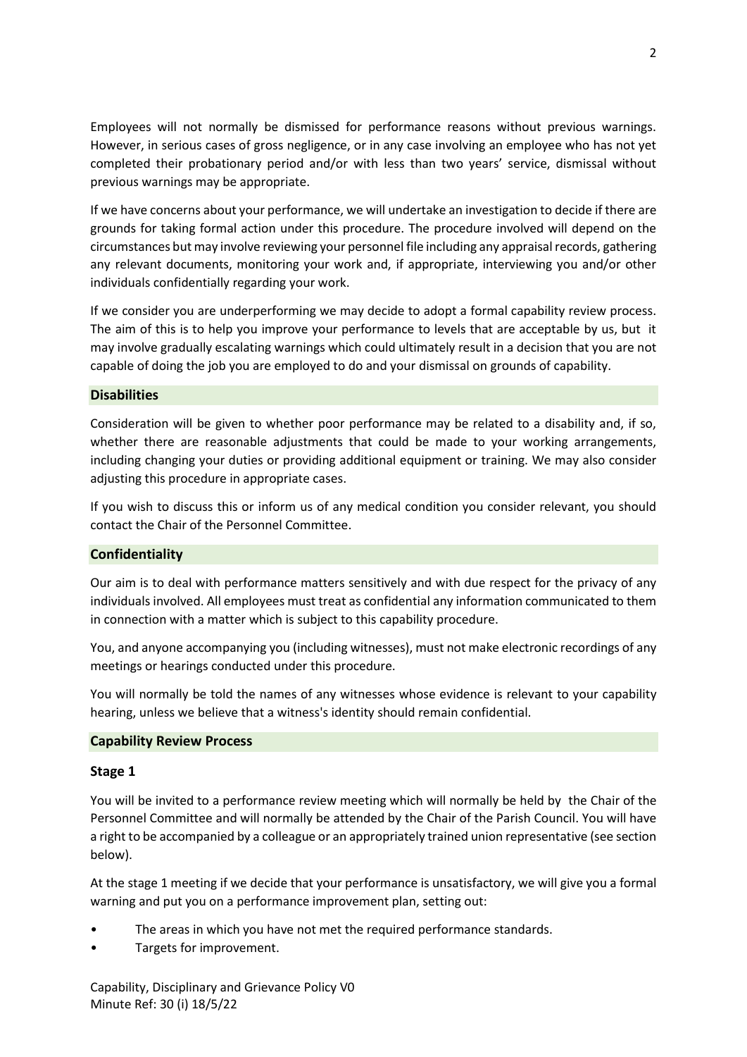Employees will not normally be dismissed for performance reasons without previous warnings. However, in serious cases of gross negligence, or in any case involving an employee who has not yet completed their probationary period and/or with less than two years' service, dismissal without previous warnings may be appropriate.

If we have concerns about your performance, we will undertake an investigation to decide if there are grounds for taking formal action under this procedure. The procedure involved will depend on the circumstances but may involve reviewing your personnel file including any appraisal records, gathering any relevant documents, monitoring your work and, if appropriate, interviewing you and/or other individuals confidentially regarding your work.

If we consider you are underperforming we may decide to adopt a formal capability review process. The aim of this is to help you improve your performance to levels that are acceptable by us, but it may involve gradually escalating warnings which could ultimately result in a decision that you are not capable of doing the job you are employed to do and your dismissal on grounds of capability.

## Disabilities

Consideration will be given to whether poor performance may be related to a disability and, if so, whether there are reasonable adjustments that could be made to your working arrangements, including changing your duties or providing additional equipment or training. We may also consider adjusting this procedure in appropriate cases.

If you wish to discuss this or inform us of any medical condition you consider relevant, you should contact the Chair of the Personnel Committee.

## Confidentiality

Our aim is to deal with performance matters sensitively and with due respect for the privacy of any individuals involved. All employees must treat as confidential any information communicated to them in connection with a matter which is subject to this capability procedure.

You, and anyone accompanying you (including witnesses), must not make electronic recordings of any meetings or hearings conducted under this procedure.

You will normally be told the names of any witnesses whose evidence is relevant to your capability hearing, unless we believe that a witness's identity should remain confidential.

## Capability Review Process

### Stage 1

You will be invited to a performance review meeting which will normally be held by the Chair of the Personnel Committee and will normally be attended by the Chair of the Parish Council. You will have a right to be accompanied by a colleague or an appropriately trained union representative (see section below).

At the stage 1 meeting if we decide that your performance is unsatisfactory, we will give you a formal warning and put you on a performance improvement plan, setting out:

- The areas in which you have not met the required performance standards.
- Targets for improvement.

Capability, Disciplinary and Grievance Policy V0
Minute Ref: 30 (i) 18/5/22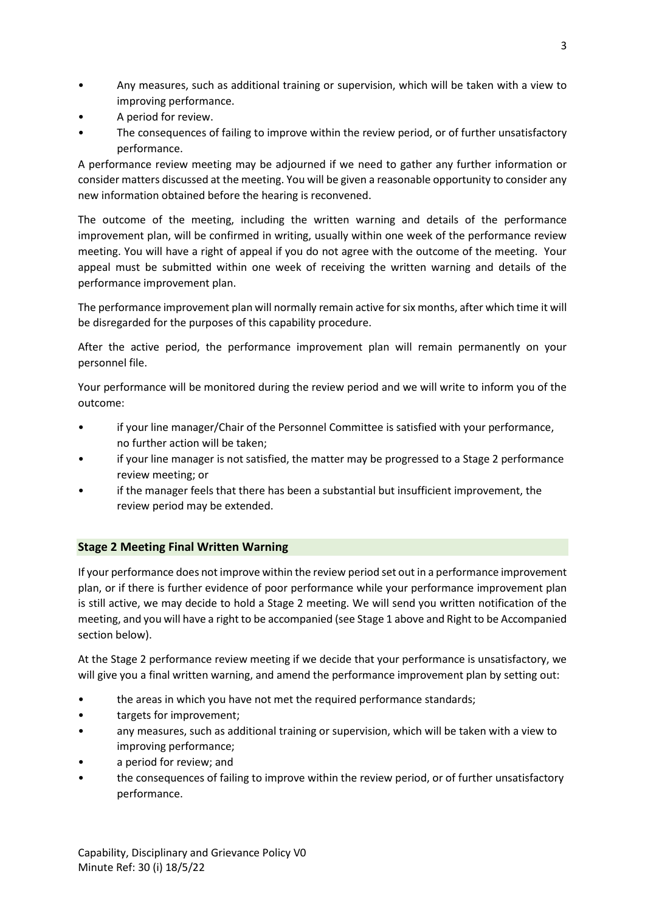- Any measures, such as additional training or supervision, which will be taken with a view to improving performance.
- A period for review.
- The consequences of failing to improve within the review period, or of further unsatisfactory performance.

A performance review meeting may be adjourned if we need to gather any further information or consider matters discussed at the meeting. You will be given a reasonable opportunity to consider any new information obtained before the hearing is reconvened.

The outcome of the meeting, including the written warning and details of the performance improvement plan, will be confirmed in writing, usually within one week of the performance review meeting. You will have a right of appeal if you do not agree with the outcome of the meeting. Your appeal must be submitted within one week of receiving the written warning and details of the performance improvement plan.

The performance improvement plan will normally remain active for six months, after which time it will be disregarded for the purposes of this capability procedure.

After the active period, the performance improvement plan will remain permanently on your personnel file.

Your performance will be monitored during the review period and we will write to inform you of the outcome:

- if your line manager/Chair of the Personnel Committee is satisfied with your performance, no further action will be taken;
- if your line manager is not satisfied, the matter may be progressed to a Stage 2 performance review meeting; or
- if the manager feels that there has been a substantial but insufficient improvement, the review period may be extended.

## Stage 2 Meeting Final Written Warning

If your performance does not improve within the review period set out in a performance improvement plan, or if there is further evidence of poor performance while your performance improvement plan is still active, we may decide to hold a Stage 2 meeting. We will send you written notification of the meeting, and you will have a right to be accompanied (see Stage 1 above and Right to be Accompanied section below).

At the Stage 2 performance review meeting if we decide that your performance is unsatisfactory, we will give you a final written warning, and amend the performance improvement plan by setting out:

- the areas in which you have not met the required performance standards;
- targets for improvement;
- any measures, such as additional training or supervision, which will be taken with a view to improving performance;
- a period for review; and
- the consequences of failing to improve within the review period, or of further unsatisfactory performance.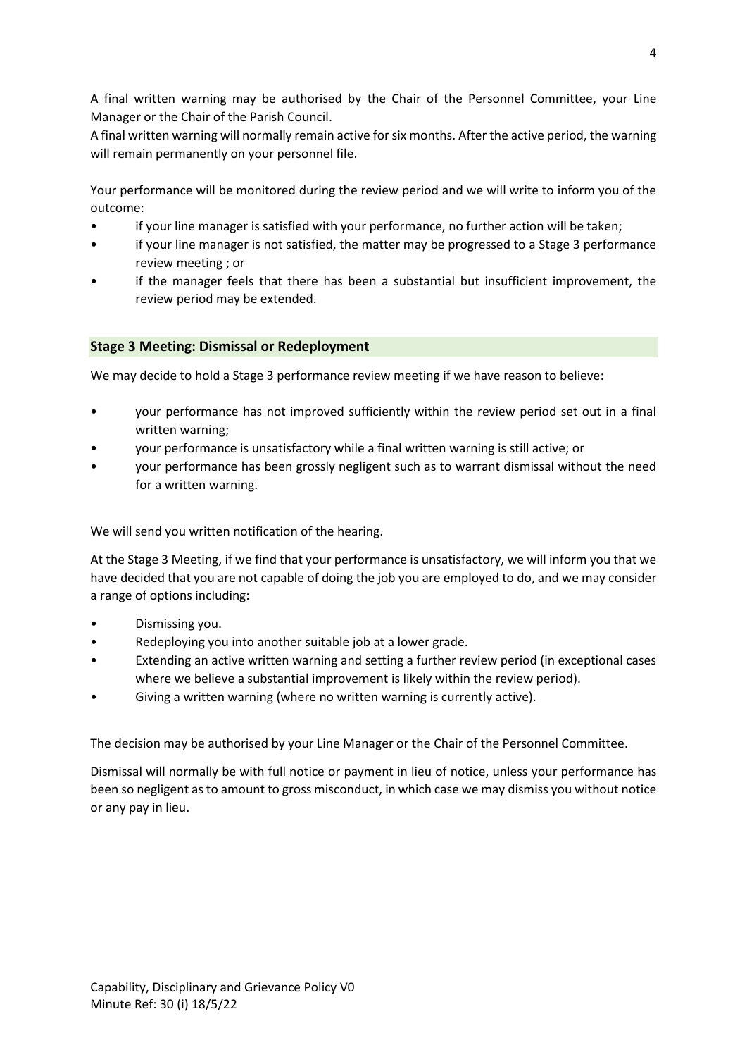A final written warning may be authorised by the Chair of the Personnel Committee, your Line Manager or the Chair of the Parish Council.
A final written warning will normally remain active for six months. After the active period, the warning will remain permanently on your personnel file.

Your performance will be monitored during the review period and we will write to inform you of the outcome:

- if your line manager is satisfied with your performance, no further action will be taken;
- if your line manager is not satisfied, the matter may be progressed to a Stage 3 performance review meeting ; or
- if the manager feels that there has been a substantial but insufficient improvement, the review period may be extended.

### Stage 3 Meeting: Dismissal or Redeployment

We may decide to hold a Stage 3 performance review meeting if we have reason to believe:

- your performance has not improved sufficiently within the review period set out in a final written warning;
- your performance is unsatisfactory while a final written warning is still active; or
- your performance has been grossly negligent such as to warrant dismissal without the need for a written warning.

We will send you written notification of the hearing.

At the Stage 3 Meeting, if we find that your performance is unsatisfactory, we will inform you that we have decided that you are not capable of doing the job you are employed to do, and we may consider a range of options including:

- Dismissing you.
- Redeploying you into another suitable job at a lower grade.
- Extending an active written warning and setting a further review period (in exceptional cases where we believe a substantial improvement is likely within the review period).
- Giving a written warning (where no written warning is currently active).

The decision may be authorised by your Line Manager or the Chair of the Personnel Committee.

Dismissal will normally be with full notice or payment in lieu of notice, unless your performance has been so negligent as to amount to gross misconduct, in which case we may dismiss you without notice or any pay in lieu.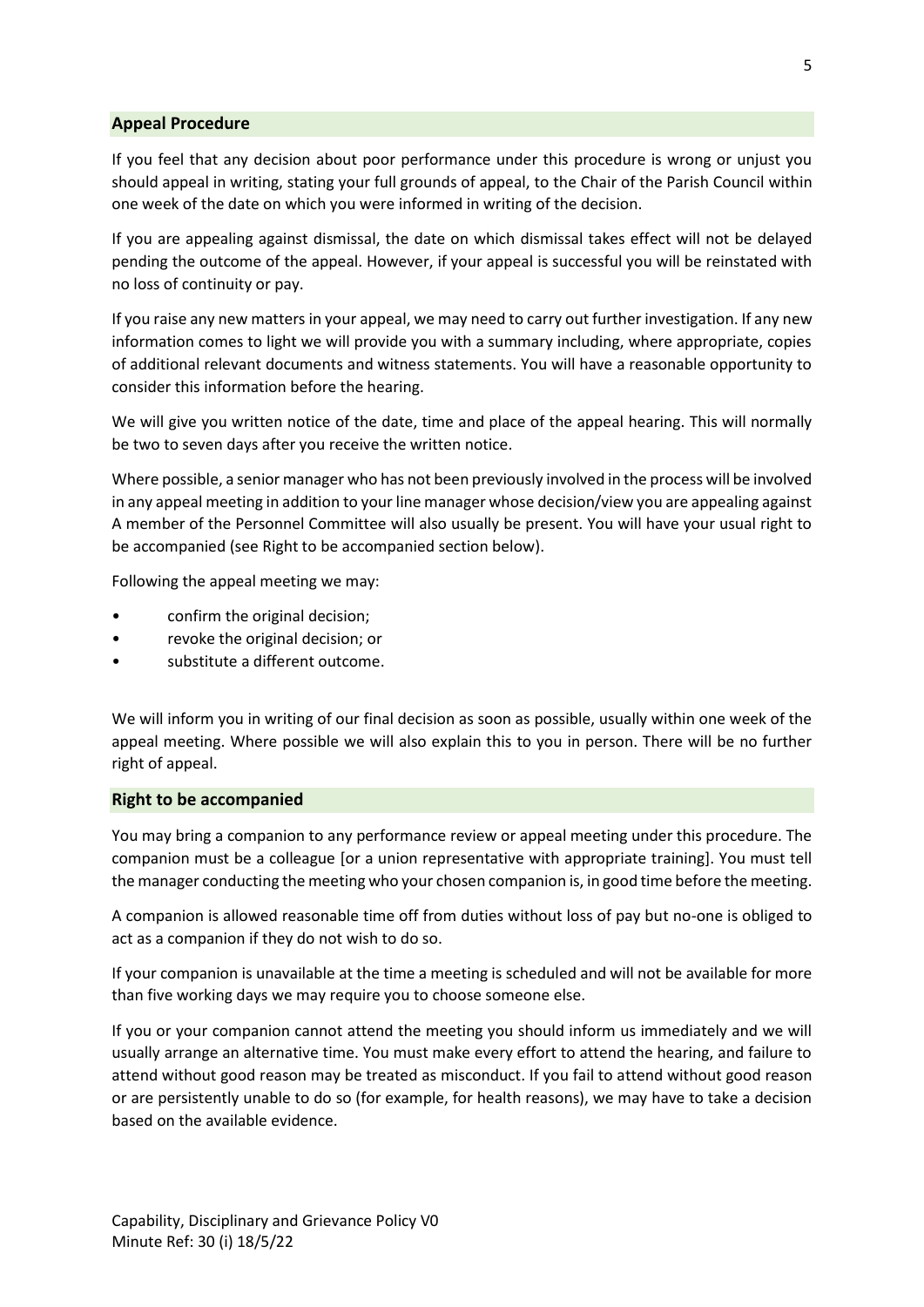## Appeal Procedure

If you feel that any decision about poor performance under this procedure is wrong or unjust you should appeal in writing, stating your full grounds of appeal, to the Chair of the Parish Council within one week of the date on which you were informed in writing of the decision.

If you are appealing against dismissal, the date on which dismissal takes effect will not be delayed pending the outcome of the appeal. However, if your appeal is successful you will be reinstated with no loss of continuity or pay.

If you raise any new matters in your appeal, we may need to carry out further investigation. If any new information comes to light we will provide you with a summary including, where appropriate, copies of additional relevant documents and witness statements. You will have a reasonable opportunity to consider this information before the hearing.

We will give you written notice of the date, time and place of the appeal hearing. This will normally be two to seven days after you receive the written notice.

Where possible, a senior manager who has not been previously involved in the process will be involved in any appeal meeting in addition to your line manager whose decision/view you are appealing against A member of the Personnel Committee will also usually be present. You will have your usual right to be accompanied (see Right to be accompanied section below).

Following the appeal meeting we may:

- confirm the original decision;
- revoke the original decision; or
- substitute a different outcome.

We will inform you in writing of our final decision as soon as possible, usually within one week of the appeal meeting. Where possible we will also explain this to you in person. There will be no further right of appeal.

## Right to be accompanied

You may bring a companion to any performance review or appeal meeting under this procedure. The companion must be a colleague [or a union representative with appropriate training]. You must tell the manager conducting the meeting who your chosen companion is, in good time before the meeting.

A companion is allowed reasonable time off from duties without loss of pay but no-one is obliged to act as a companion if they do not wish to do so.

If your companion is unavailable at the time a meeting is scheduled and will not be available for more than five working days we may require you to choose someone else.

If you or your companion cannot attend the meeting you should inform us immediately and we will usually arrange an alternative time. You must make every effort to attend the hearing, and failure to attend without good reason may be treated as misconduct. If you fail to attend without good reason or are persistently unable to do so (for example, for health reasons), we may have to take a decision based on the available evidence.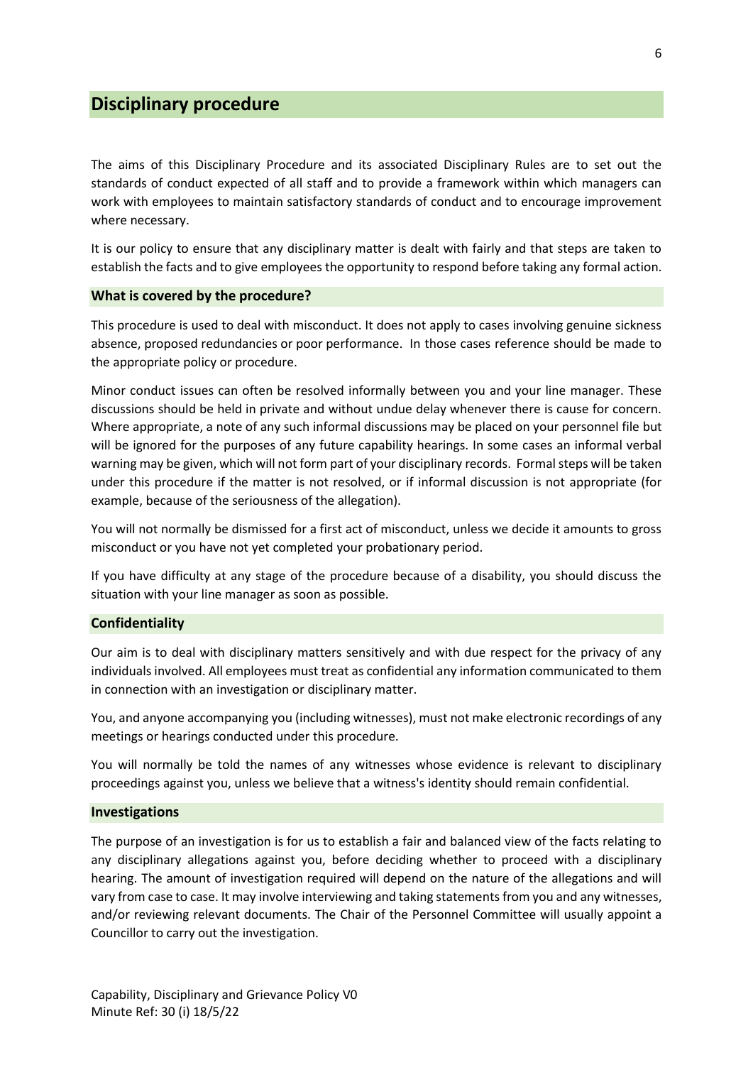## Disciplinary procedure

The aims of this Disciplinary Procedure and its associated Disciplinary Rules are to set out the standards of conduct expected of all staff and to provide a framework within which managers can work with employees to maintain satisfactory standards of conduct and to encourage improvement where necessary.

It is our policy to ensure that any disciplinary matter is dealt with fairly and that steps are taken to establish the facts and to give employees the opportunity to respond before taking any formal action.

### What is covered by the procedure?

This procedure is used to deal with misconduct. It does not apply to cases involving genuine sickness absence, proposed redundancies or poor performance. In those cases reference should be made to the appropriate policy or procedure.

Minor conduct issues can often be resolved informally between you and your line manager. These discussions should be held in private and without undue delay whenever there is cause for concern. Where appropriate, a note of any such informal discussions may be placed on your personnel file but will be ignored for the purposes of any future capability hearings. In some cases an informal verbal warning may be given, which will not form part of your disciplinary records. Formal steps will be taken under this procedure if the matter is not resolved, or if informal discussion is not appropriate (for example, because of the seriousness of the allegation).

You will not normally be dismissed for a first act of misconduct, unless we decide it amounts to gross misconduct or you have not yet completed your probationary period.

If you have difficulty at any stage of the procedure because of a disability, you should discuss the situation with your line manager as soon as possible.

### Confidentiality

Our aim is to deal with disciplinary matters sensitively and with due respect for the privacy of any individuals involved. All employees must treat as confidential any information communicated to them in connection with an investigation or disciplinary matter.

You, and anyone accompanying you (including witnesses), must not make electronic recordings of any meetings or hearings conducted under this procedure.

You will normally be told the names of any witnesses whose evidence is relevant to disciplinary proceedings against you, unless we believe that a witness's identity should remain confidential.

### Investigations

The purpose of an investigation is for us to establish a fair and balanced view of the facts relating to any disciplinary allegations against you, before deciding whether to proceed with a disciplinary hearing. The amount of investigation required will depend on the nature of the allegations and will vary from case to case. It may involve interviewing and taking statements from you and any witnesses, and/or reviewing relevant documents. The Chair of the Personnel Committee will usually appoint a Councillor to carry out the investigation.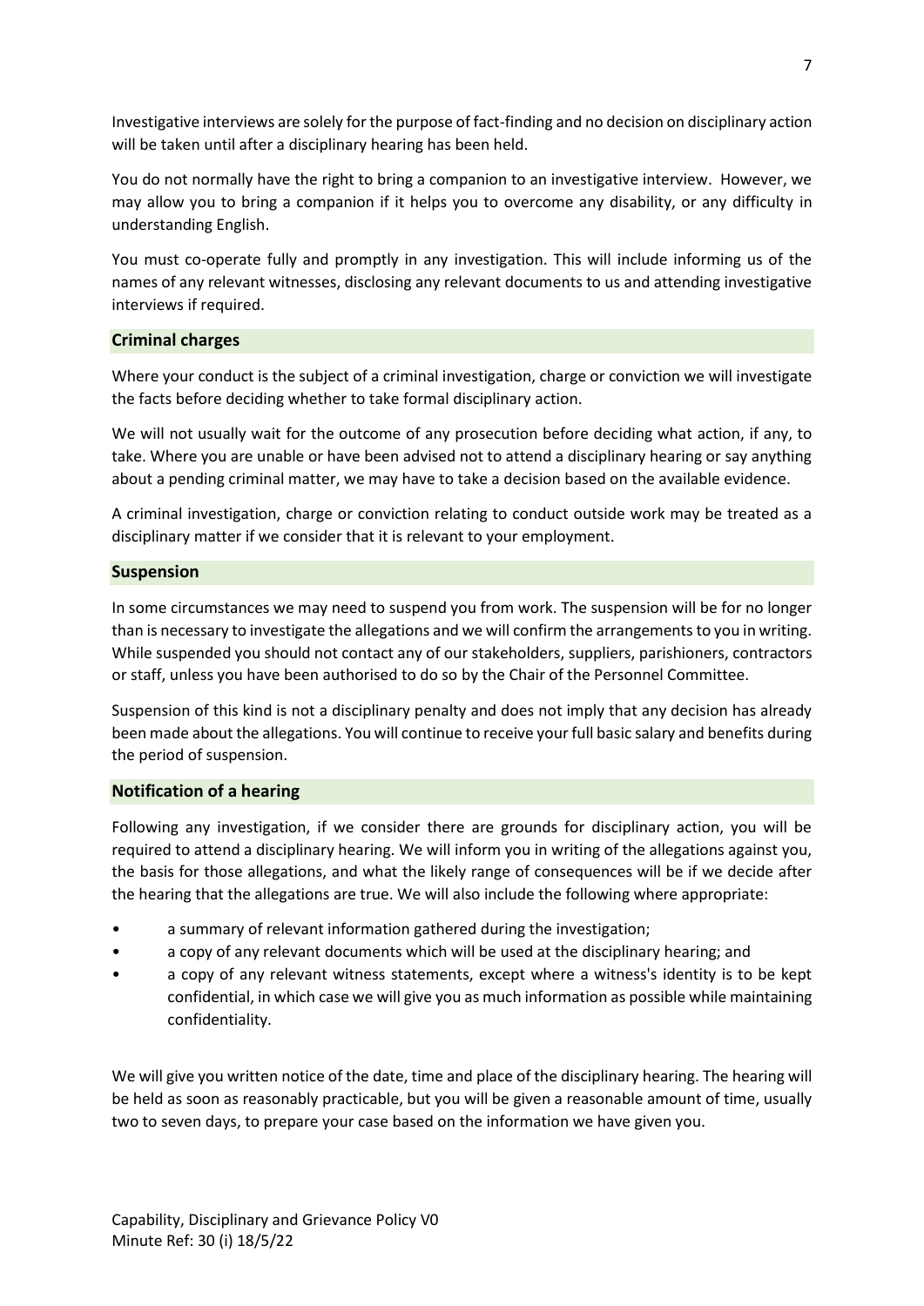Investigative interviews are solely for the purpose of fact-finding and no decision on disciplinary action will be taken until after a disciplinary hearing has been held.

You do not normally have the right to bring a companion to an investigative interview. However, we may allow you to bring a companion if it helps you to overcome any disability, or any difficulty in understanding English.

You must co-operate fully and promptly in any investigation. This will include informing us of the names of any relevant witnesses, disclosing any relevant documents to us and attending investigative interviews if required.

### Criminal charges

Where your conduct is the subject of a criminal investigation, charge or conviction we will investigate the facts before deciding whether to take formal disciplinary action.

We will not usually wait for the outcome of any prosecution before deciding what action, if any, to take. Where you are unable or have been advised not to attend a disciplinary hearing or say anything about a pending criminal matter, we may have to take a decision based on the available evidence.

A criminal investigation, charge or conviction relating to conduct outside work may be treated as a disciplinary matter if we consider that it is relevant to your employment.

### Suspension

In some circumstances we may need to suspend you from work. The suspension will be for no longer than is necessary to investigate the allegations and we will confirm the arrangements to you in writing. While suspended you should not contact any of our stakeholders, suppliers, parishioners, contractors or staff, unless you have been authorised to do so by the Chair of the Personnel Committee.

Suspension of this kind is not a disciplinary penalty and does not imply that any decision has already been made about the allegations. You will continue to receive your full basic salary and benefits during the period of suspension.

### Notification of a hearing

Following any investigation, if we consider there are grounds for disciplinary action, you will be required to attend a disciplinary hearing. We will inform you in writing of the allegations against you, the basis for those allegations, and what the likely range of consequences will be if we decide after the hearing that the allegations are true. We will also include the following where appropriate:

- a summary of relevant information gathered during the investigation;
- a copy of any relevant documents which will be used at the disciplinary hearing; and
- a copy of any relevant witness statements, except where a witness's identity is to be kept confidential, in which case we will give you as much information as possible while maintaining confidentiality.

We will give you written notice of the date, time and place of the disciplinary hearing. The hearing will be held as soon as reasonably practicable, but you will be given a reasonable amount of time, usually two to seven days, to prepare your case based on the information we have given you.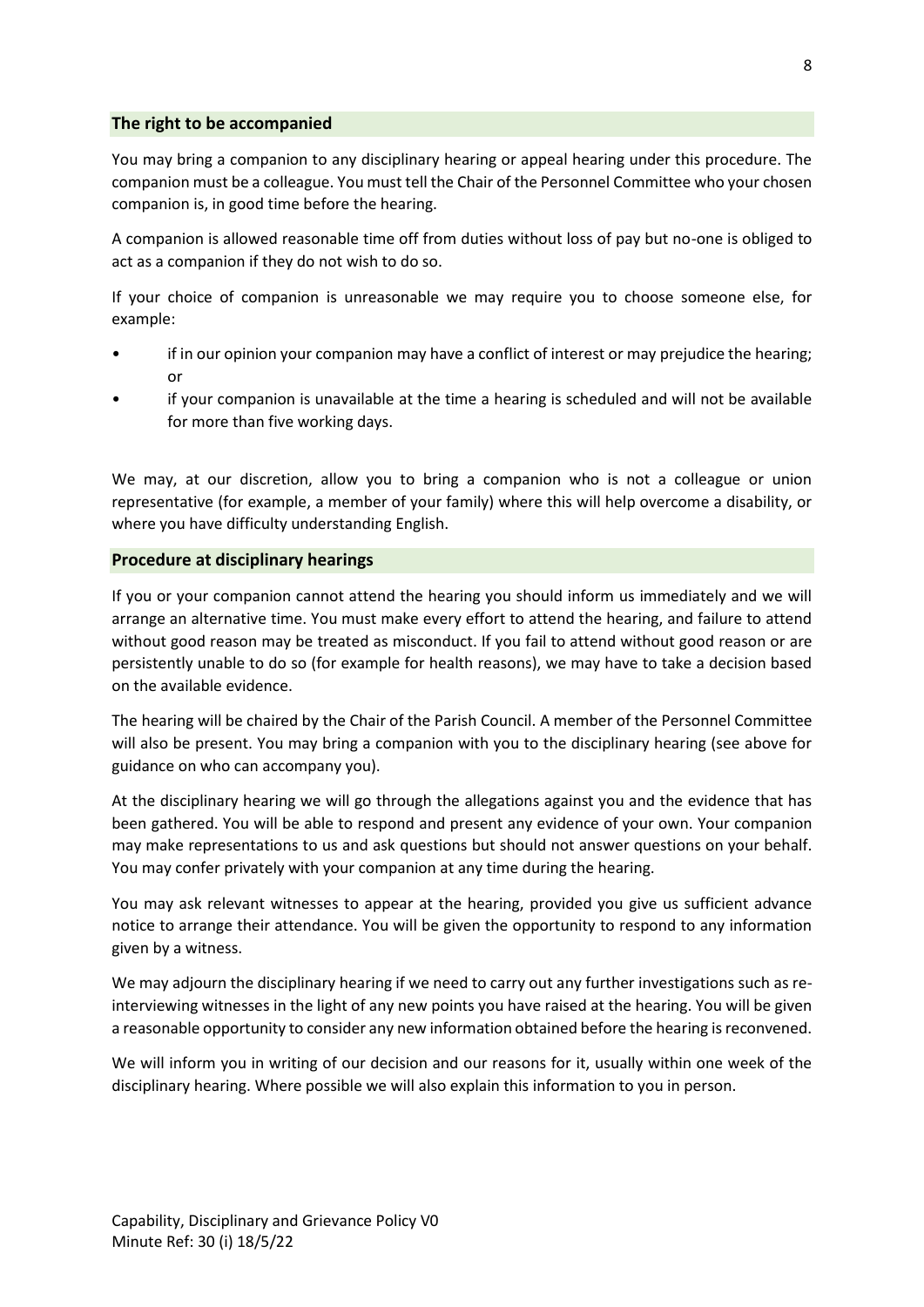## The right to be accompanied

You may bring a companion to any disciplinary hearing or appeal hearing under this procedure. The companion must be a colleague. You must tell the Chair of the Personnel Committee who your chosen companion is, in good time before the hearing.

A companion is allowed reasonable time off from duties without loss of pay but no-one is obliged to act as a companion if they do not wish to do so.

If your choice of companion is unreasonable we may require you to choose someone else, for example:

- if in our opinion your companion may have a conflict of interest or may prejudice the hearing; or
- if your companion is unavailable at the time a hearing is scheduled and will not be available for more than five working days.

We may, at our discretion, allow you to bring a companion who is not a colleague or union representative (for example, a member of your family) where this will help overcome a disability, or where you have difficulty understanding English.

## Procedure at disciplinary hearings

If you or your companion cannot attend the hearing you should inform us immediately and we will arrange an alternative time. You must make every effort to attend the hearing, and failure to attend without good reason may be treated as misconduct. If you fail to attend without good reason or are persistently unable to do so (for example for health reasons), we may have to take a decision based on the available evidence.

The hearing will be chaired by the Chair of the Parish Council. A member of the Personnel Committee will also be present. You may bring a companion with you to the disciplinary hearing (see above for guidance on who can accompany you).

At the disciplinary hearing we will go through the allegations against you and the evidence that has been gathered. You will be able to respond and present any evidence of your own. Your companion may make representations to us and ask questions but should not answer questions on your behalf. You may confer privately with your companion at any time during the hearing.

You may ask relevant witnesses to appear at the hearing, provided you give us sufficient advance notice to arrange their attendance. You will be given the opportunity to respond to any information given by a witness.

We may adjourn the disciplinary hearing if we need to carry out any further investigations such as re-interviewing witnesses in the light of any new points you have raised at the hearing. You will be given a reasonable opportunity to consider any new information obtained before the hearing is reconvened.

We will inform you in writing of our decision and our reasons for it, usually within one week of the disciplinary hearing. Where possible we will also explain this information to you in person.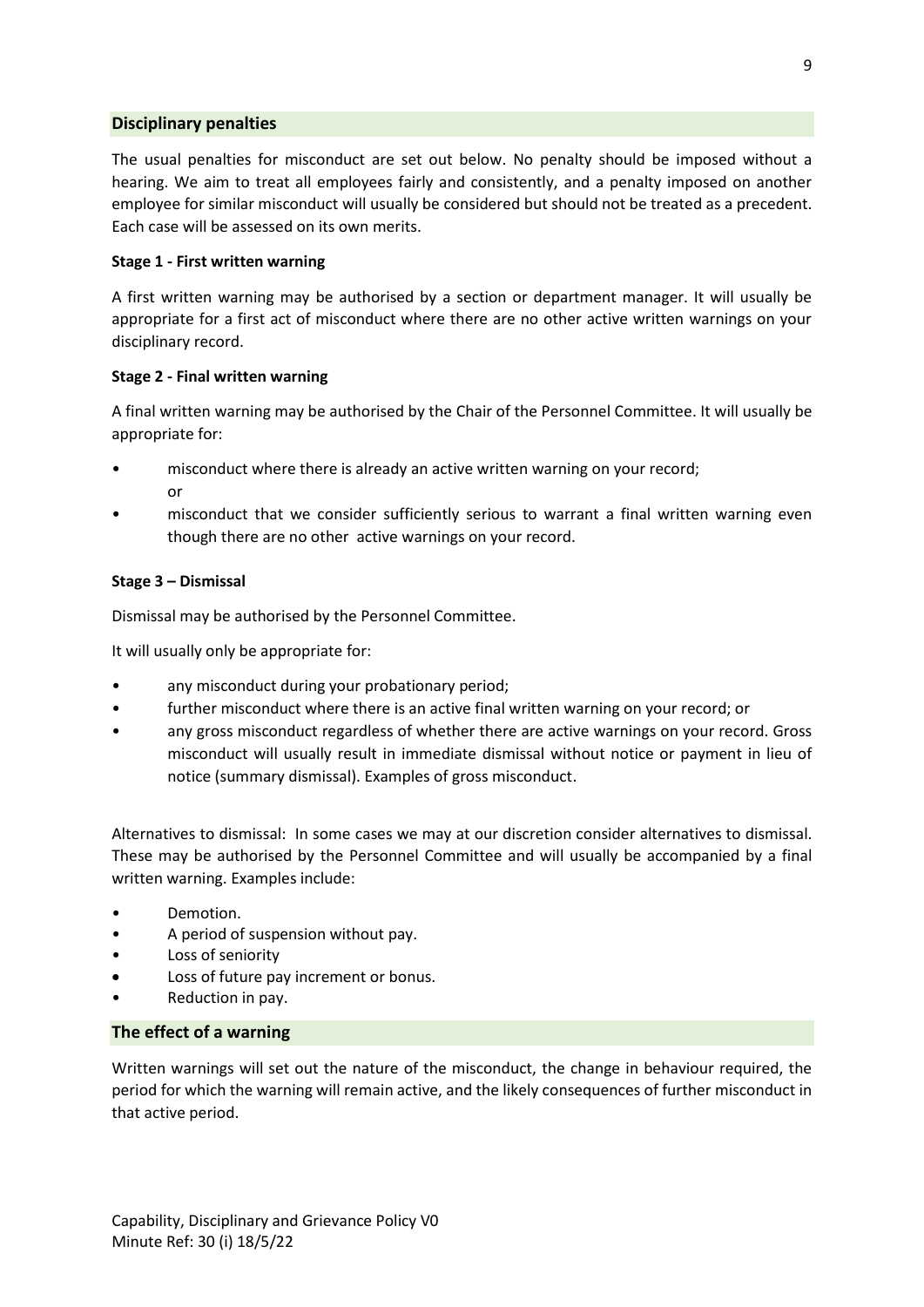## Disciplinary penalties

The usual penalties for misconduct are set out below. No penalty should be imposed without a hearing. We aim to treat all employees fairly and consistently, and a penalty imposed on another employee for similar misconduct will usually be considered but should not be treated as a precedent. Each case will be assessed on its own merits.

**Stage 1 - First written warning**

A first written warning may be authorised by a section or department manager. It will usually be appropriate for a first act of misconduct where there are no other active written warnings on your disciplinary record.

**Stage 2 - Final written warning**

A final written warning may be authorised by the Chair of the Personnel Committee. It will usually be appropriate for:

- misconduct where there is already an active written warning on your record; or
- misconduct that we consider sufficiently serious to warrant a final written warning even though there are no other active warnings on your record.

**Stage 3 – Dismissal**

Dismissal may be authorised by the Personnel Committee.

It will usually only be appropriate for:

- any misconduct during your probationary period;
- further misconduct where there is an active final written warning on your record; or
- any gross misconduct regardless of whether there are active warnings on your record. Gross misconduct will usually result in immediate dismissal without notice or payment in lieu of notice (summary dismissal). Examples of gross misconduct.

Alternatives to dismissal: In some cases we may at our discretion consider alternatives to dismissal. These may be authorised by the Personnel Committee and will usually be accompanied by a final written warning. Examples include:

- Demotion.
- A period of suspension without pay.
- Loss of seniority
- Loss of future pay increment or bonus.
- Reduction in pay.

## The effect of a warning

Written warnings will set out the nature of the misconduct, the change in behaviour required, the period for which the warning will remain active, and the likely consequences of further misconduct in that active period.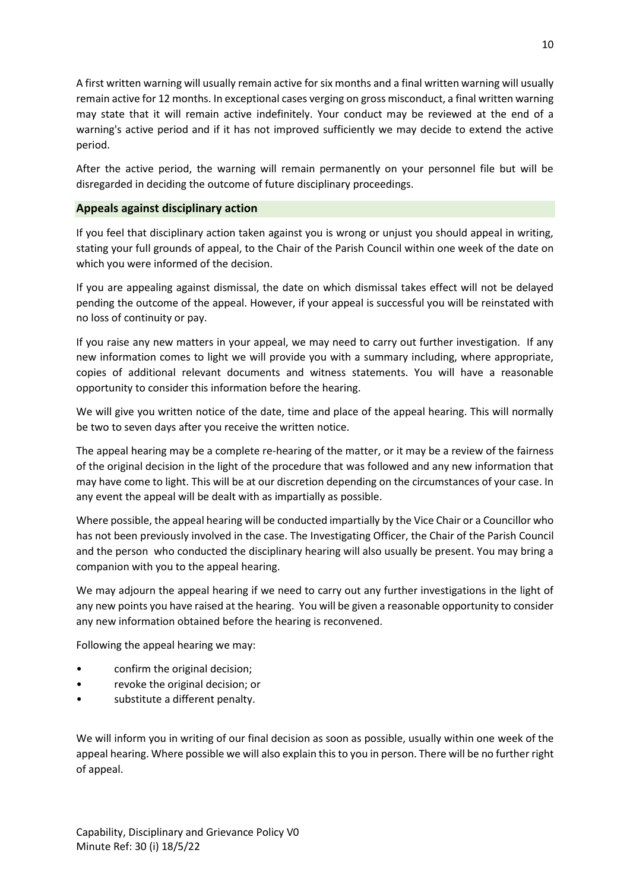A first written warning will usually remain active for six months and a final written warning will usually remain active for 12 months. In exceptional cases verging on gross misconduct, a final written warning may state that it will remain active indefinitely. Your conduct may be reviewed at the end of a warning's active period and if it has not improved sufficiently we may decide to extend the active period.

After the active period, the warning will remain permanently on your personnel file but will be disregarded in deciding the outcome of future disciplinary proceedings.

### Appeals against disciplinary action

If you feel that disciplinary action taken against you is wrong or unjust you should appeal in writing, stating your full grounds of appeal, to the Chair of the Parish Council within one week of the date on which you were informed of the decision.

If you are appealing against dismissal, the date on which dismissal takes effect will not be delayed pending the outcome of the appeal. However, if your appeal is successful you will be reinstated with no loss of continuity or pay.

If you raise any new matters in your appeal, we may need to carry out further investigation. If any new information comes to light we will provide you with a summary including, where appropriate, copies of additional relevant documents and witness statements. You will have a reasonable opportunity to consider this information before the hearing.

We will give you written notice of the date, time and place of the appeal hearing. This will normally be two to seven days after you receive the written notice.

The appeal hearing may be a complete re-hearing of the matter, or it may be a review of the fairness of the original decision in the light of the procedure that was followed and any new information that may have come to light. This will be at our discretion depending on the circumstances of your case. In any event the appeal will be dealt with as impartially as possible.

Where possible, the appeal hearing will be conducted impartially by the Vice Chair or a Councillor who has not been previously involved in the case. The Investigating Officer, the Chair of the Parish Council and the person who conducted the disciplinary hearing will also usually be present. You may bring a companion with you to the appeal hearing.

We may adjourn the appeal hearing if we need to carry out any further investigations in the light of any new points you have raised at the hearing. You will be given a reasonable opportunity to consider any new information obtained before the hearing is reconvened.

Following the appeal hearing we may:

- confirm the original decision;
- revoke the original decision; or
- substitute a different penalty.

We will inform you in writing of our final decision as soon as possible, usually within one week of the appeal hearing. Where possible we will also explain this to you in person. There will be no further right of appeal.

Capability, Disciplinary and Grievance Policy V0
Minute Ref: 30 (i) 18/5/22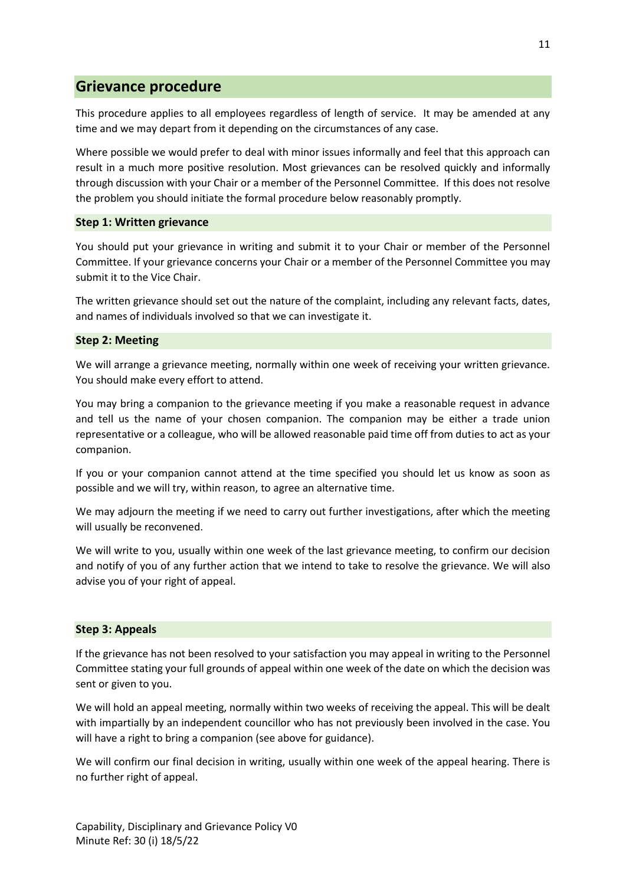## Grievance procedure

This procedure applies to all employees regardless of length of service. It may be amended at any time and we may depart from it depending on the circumstances of any case.

Where possible we would prefer to deal with minor issues informally and feel that this approach can result in a much more positive resolution. Most grievances can be resolved quickly and informally through discussion with your Chair or a member of the Personnel Committee. If this does not resolve the problem you should initiate the formal procedure below reasonably promptly.

### Step 1: Written grievance

You should put your grievance in writing and submit it to your Chair or member of the Personnel Committee. If your grievance concerns your Chair or a member of the Personnel Committee you may submit it to the Vice Chair.

The written grievance should set out the nature of the complaint, including any relevant facts, dates, and names of individuals involved so that we can investigate it.

### Step 2: Meeting

We will arrange a grievance meeting, normally within one week of receiving your written grievance. You should make every effort to attend.

You may bring a companion to the grievance meeting if you make a reasonable request in advance and tell us the name of your chosen companion. The companion may be either a trade union representative or a colleague, who will be allowed reasonable paid time off from duties to act as your companion.

If you or your companion cannot attend at the time specified you should let us know as soon as possible and we will try, within reason, to agree an alternative time.

We may adjourn the meeting if we need to carry out further investigations, after which the meeting will usually be reconvened.

We will write to you, usually within one week of the last grievance meeting, to confirm our decision and notify of you of any further action that we intend to take to resolve the grievance. We will also advise you of your right of appeal.

### Step 3: Appeals

If the grievance has not been resolved to your satisfaction you may appeal in writing to the Personnel Committee stating your full grounds of appeal within one week of the date on which the decision was sent or given to you.

We will hold an appeal meeting, normally within two weeks of receiving the appeal. This will be dealt with impartially by an independent councillor who has not previously been involved in the case. You will have a right to bring a companion (see above for guidance).

We will confirm our final decision in writing, usually within one week of the appeal hearing. There is no further right of appeal.